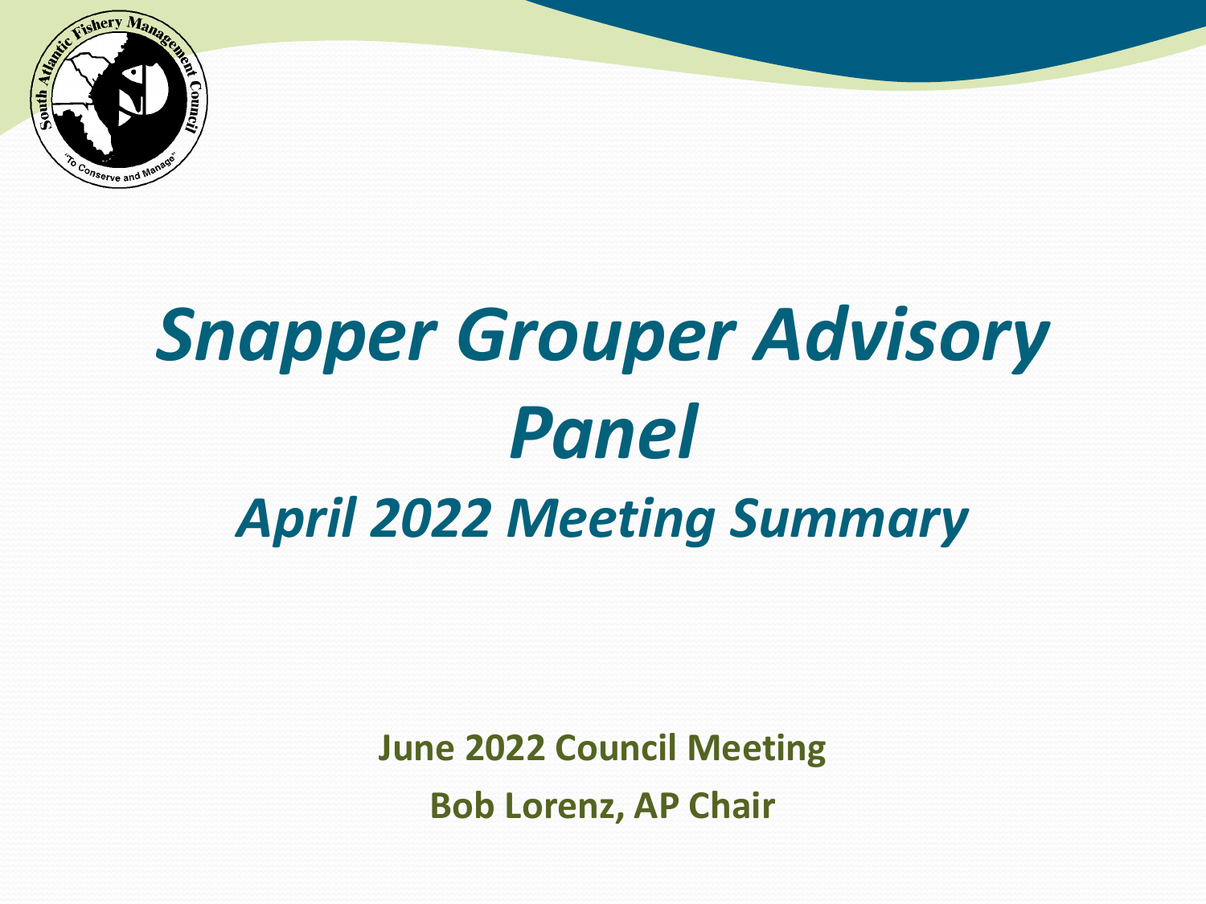# *Snapper Grouper Advisory Panel*

## *April 2022 Meeting Summary*

**June 2022 Council Meeting**

**Bob Lorenz, AP Chair**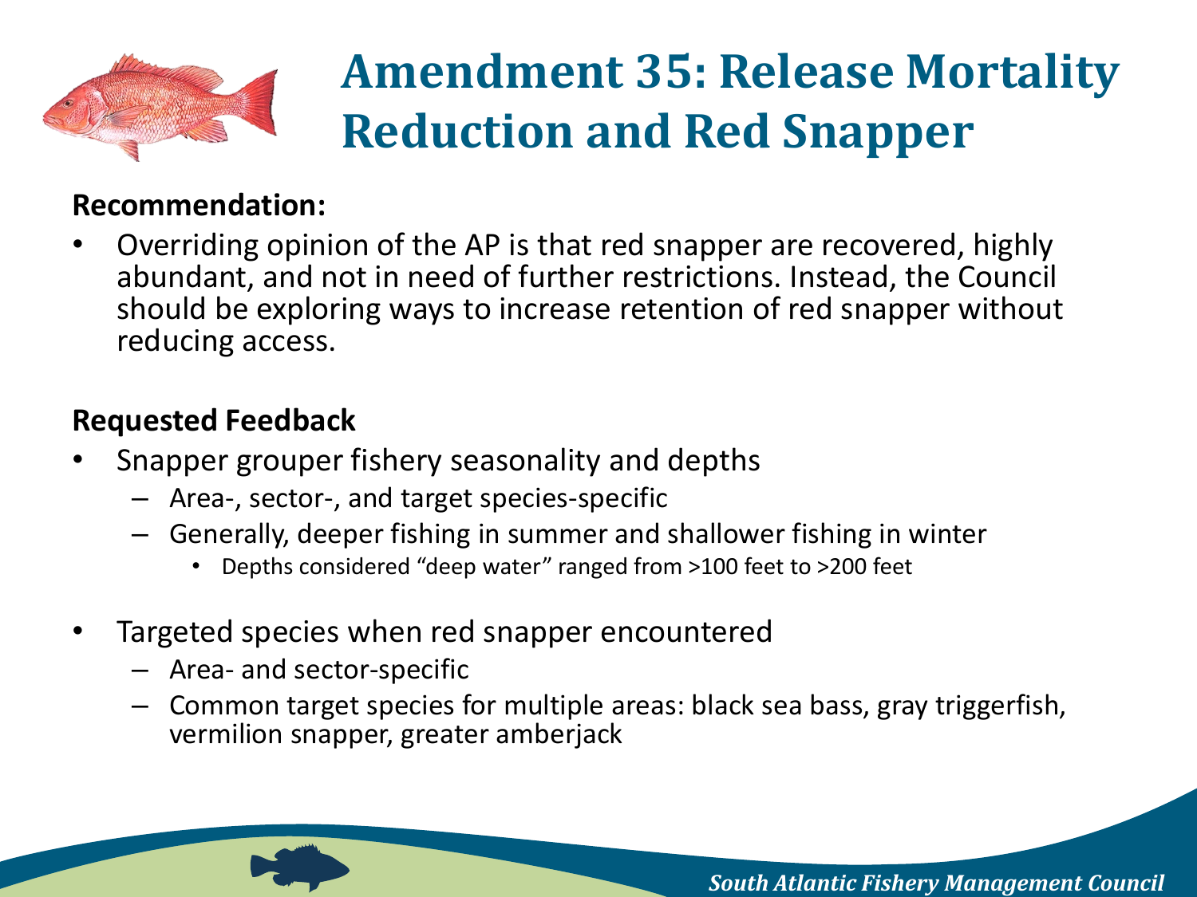# Amendment 35: Release Mortality Reduction and Red Snapper

**Recommendation:**

- Overriding opinion of the AP is that red snapper are recovered, highly abundant, and not in need of further restrictions. Instead, the Council should be exploring ways to increase retention of red snapper without reducing access.

**Requested Feedback**

- Snapper grouper fishery seasonality and depths
  - Area-, sector-, and target species-specific
  - Generally, deeper fishing in summer and shallower fishing in winter
    - Depths considered "deep water" ranged from >100 feet to >200 feet
- Targeted species when red snapper encountered
  - Area- and sector-specific
  - Common target species for multiple areas: black sea bass, gray triggerfish, vermilion snapper, greater amberjack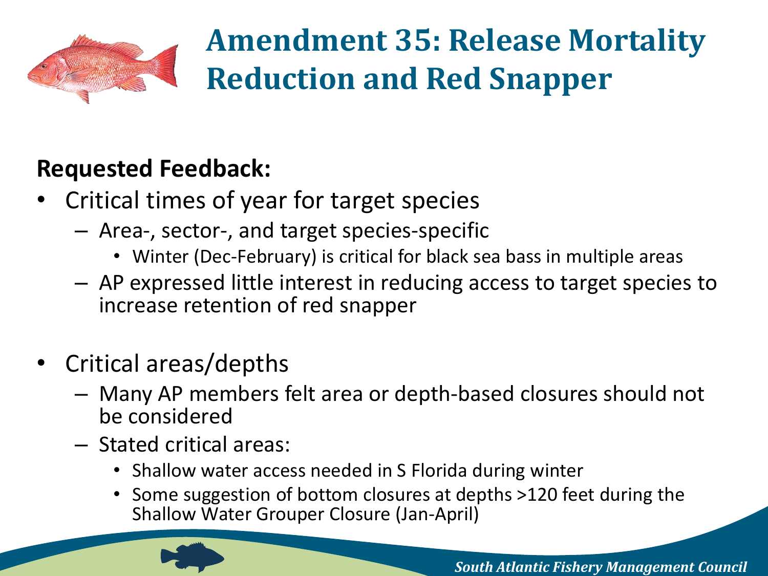# Amendment 35: Release Mortality Reduction and Red Snapper

**Requested Feedback:**

- Critical times of year for target species
  - Area-, sector-, and target species-specific
    - Winter (Dec-February) is critical for black sea bass in multiple areas
  - AP expressed little interest in reducing access to target species to increase retention of red snapper
- Critical areas/depths
  - Many AP members felt area or depth-based closures should not be considered
  - Stated critical areas:
    - Shallow water access needed in S Florida during winter
    - Some suggestion of bottom closures at depths >120 feet during the Shallow Water Grouper Closure (Jan-April)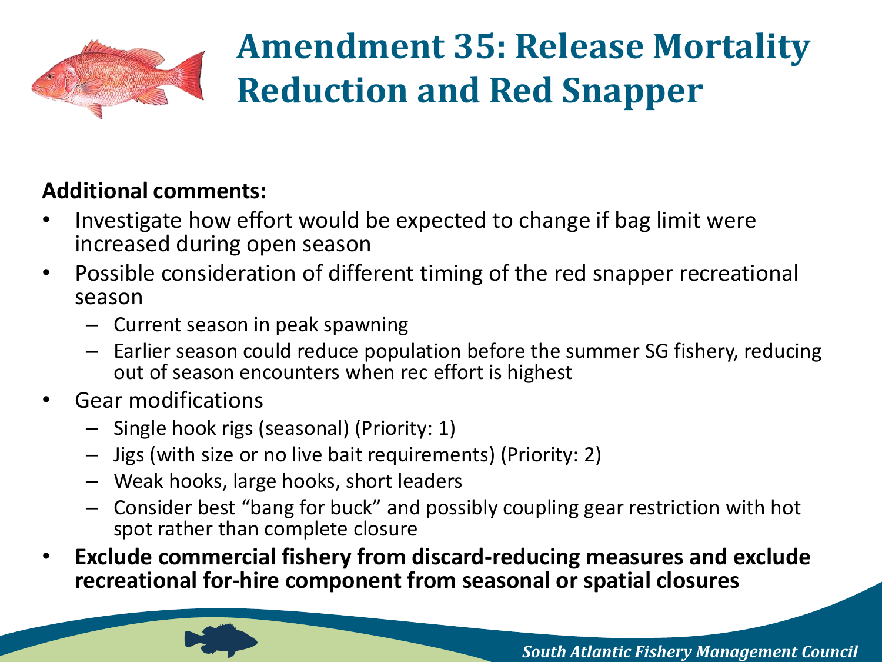# Amendment 35: Release Mortality Reduction and Red Snapper

**Additional comments:**

- Investigate how effort would be expected to change if bag limit were increased during open season
- Possible consideration of different timing of the red snapper recreational season
  - Current season in peak spawning
  - Earlier season could reduce population before the summer SG fishery, reducing out of season encounters when rec effort is highest
- Gear modifications
  - Single hook rigs (seasonal) (Priority: 1)
  - Jigs (with size or no live bait requirements) (Priority: 2)
  - Weak hooks, large hooks, short leaders
  - Consider best "bang for buck" and possibly coupling gear restriction with hot spot rather than complete closure
- **Exclude commercial fishery from discard-reducing measures and exclude recreational for-hire component from seasonal or spatial closures**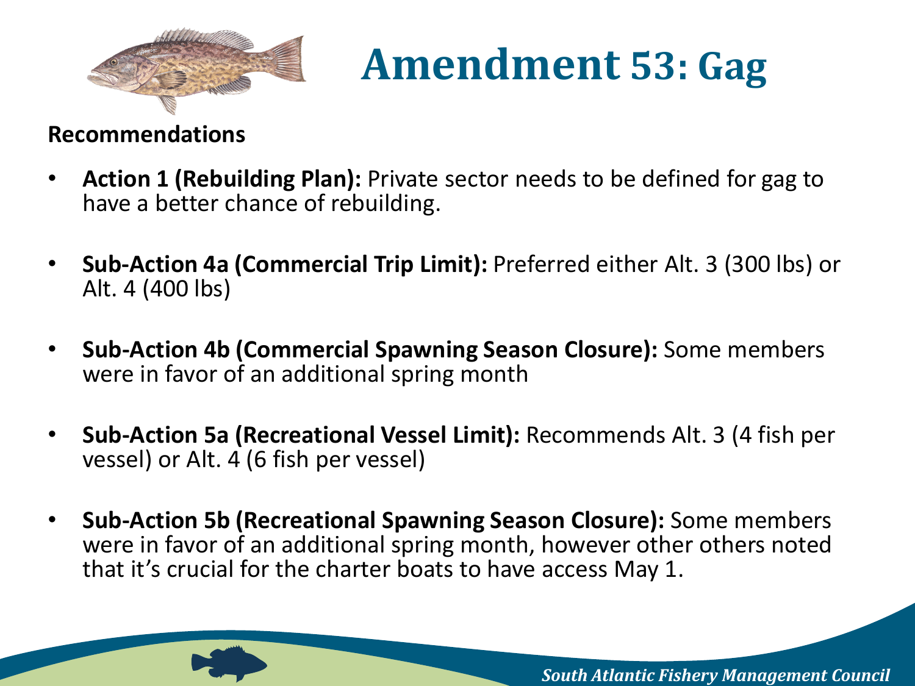# Amendment 53: Gag

**Recommendations**

- **Action 1 (Rebuilding Plan):** Private sector needs to be defined for gag to have a better chance of rebuilding.
- **Sub-Action 4a (Commercial Trip Limit):** Preferred either Alt. 3 (300 lbs) or Alt. 4 (400 lbs)
- **Sub-Action 4b (Commercial Spawning Season Closure):** Some members were in favor of an additional spring month
- **Sub-Action 5a (Recreational Vessel Limit):** Recommends Alt. 3 (4 fish per vessel) or Alt. 4 (6 fish per vessel)
- **Sub-Action 5b (Recreational Spawning Season Closure):** Some members were in favor of an additional spring month, however other others noted that it's crucial for the charter boats to have access May 1.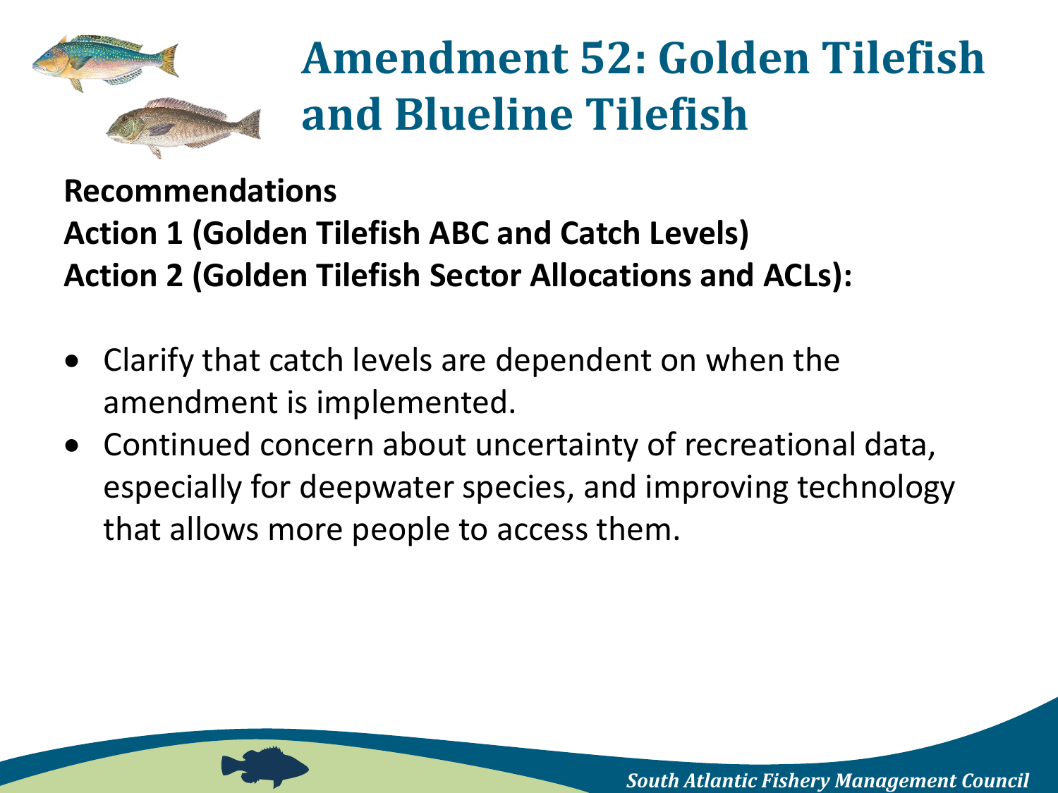# Amendment 52: Golden Tilefish and Blueline Tilefish

**Recommendations**
**Action 1 (Golden Tilefish ABC and Catch Levels)**
**Action 2 (Golden Tilefish Sector Allocations and ACLs):**

- Clarify that catch levels are dependent on when the amendment is implemented.
- Continued concern about uncertainty of recreational data, especially for deepwater species, and improving technology that allows more people to access them.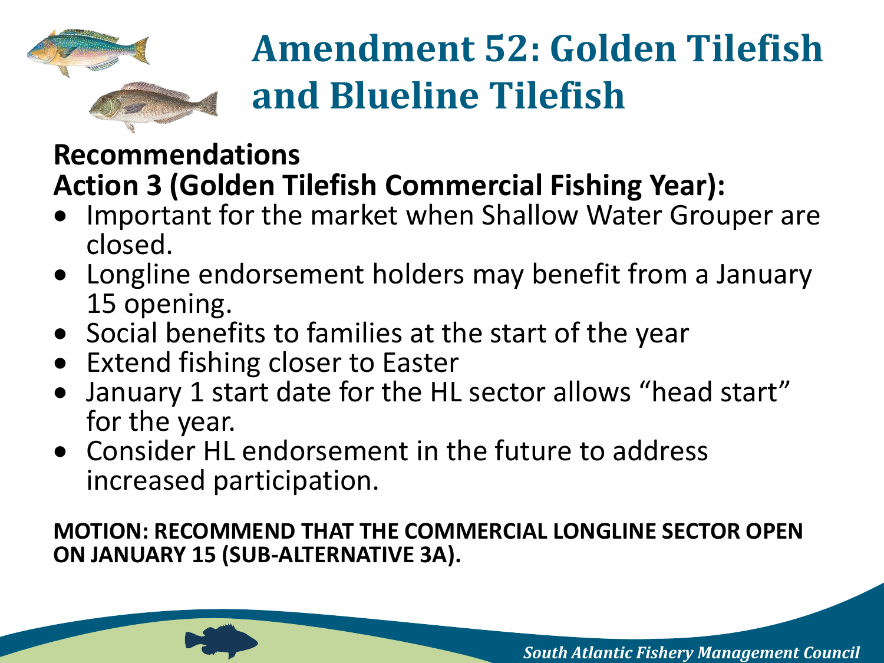# Amendment 52: Golden Tilefish and Blueline Tilefish

**Recommendations**

**Action 3 (Golden Tilefish Commercial Fishing Year):**

- Important for the market when Shallow Water Grouper are closed.
- Longline endorsement holders may benefit from a January 15 opening.
- Social benefits to families at the start of the year
- Extend fishing closer to Easter
- January 1 start date for the HL sector allows "head start" for the year.
- Consider HL endorsement in the future to address increased participation.

**MOTION: RECOMMEND THAT THE COMMERCIAL LONGLINE SECTOR OPEN ON JANUARY 15 (SUB-ALTERNATIVE 3A).**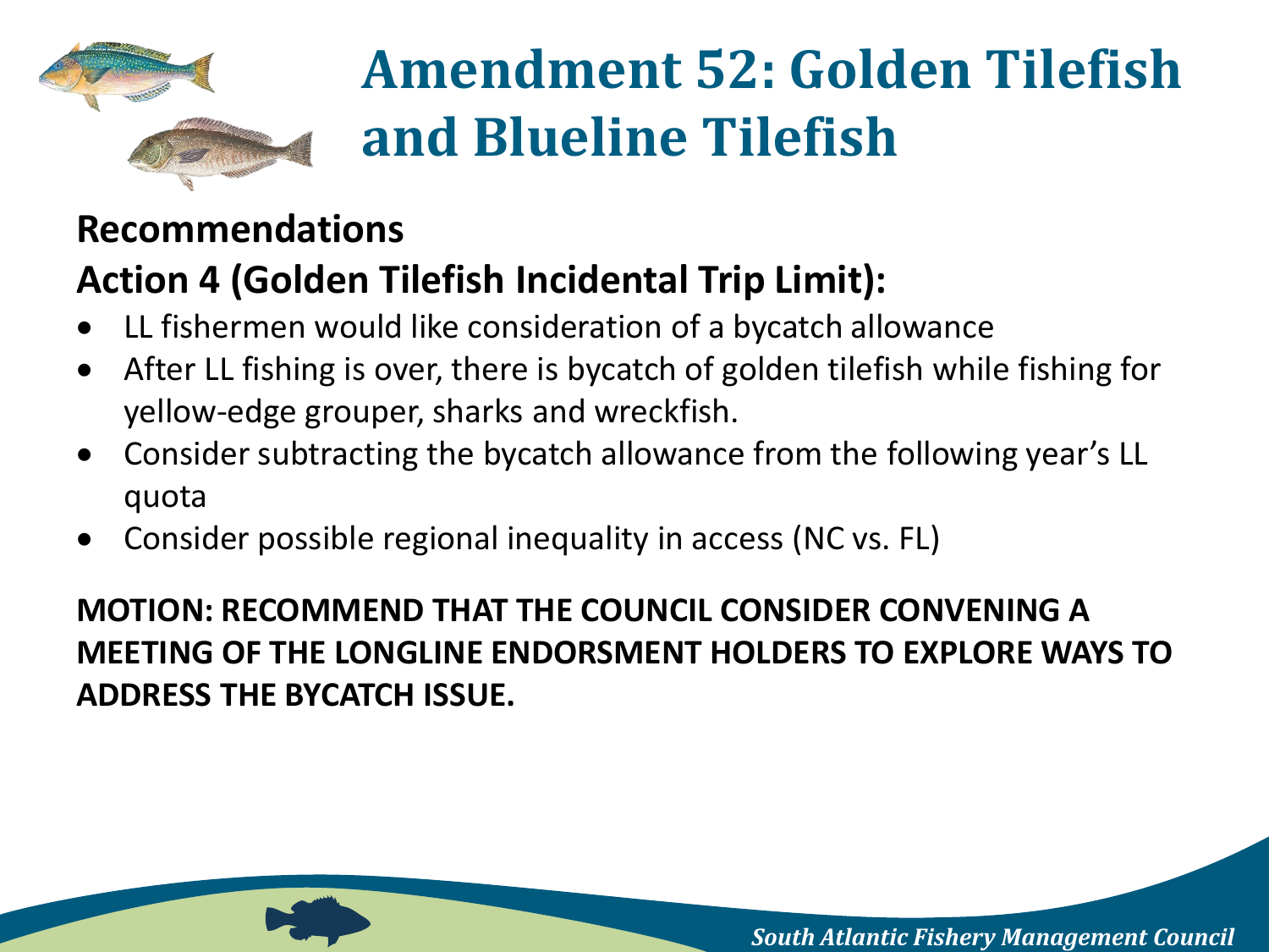# Amendment 52: Golden Tilefish and Blueline Tilefish

## Recommendations

### Action 4 (Golden Tilefish Incidental Trip Limit):

- LL fishermen would like consideration of a bycatch allowance
- After LL fishing is over, there is bycatch of golden tilefish while fishing for yellow-edge grouper, sharks and wreckfish.
- Consider subtracting the bycatch allowance from the following year's LL quota
- Consider possible regional inequality in access (NC vs. FL)

**MOTION: RECOMMEND THAT THE COUNCIL CONSIDER CONVENING A MEETING OF THE LONGLINE ENDORSMENT HOLDERS TO EXPLORE WAYS TO ADDRESS THE BYCATCH ISSUE.**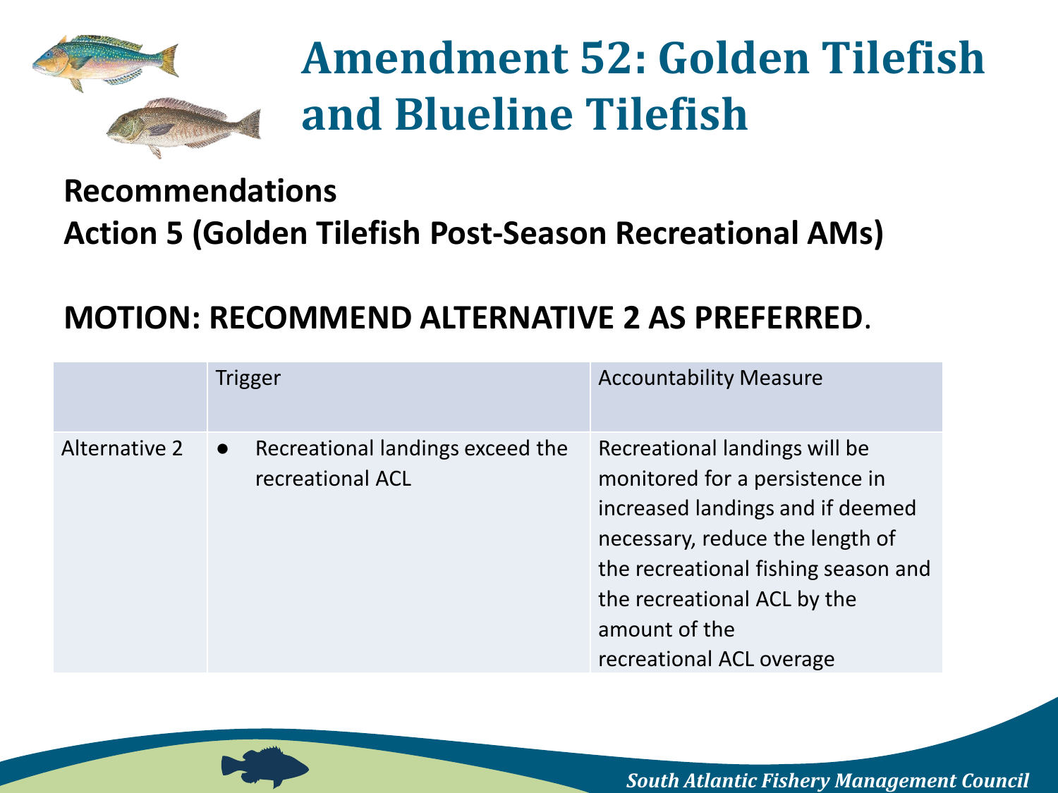# Amendment 52: Golden Tilefish and Blueline Tilefish

**Recommendations**

**Action 5 (Golden Tilefish Post-Season Recreational AMs)**

**MOTION: RECOMMEND ALTERNATIVE 2 AS PREFERRED**.

| | Trigger | Accountability Measure |
|---|---|---|
| Alternative 2 | • Recreational landings exceed the recreational ACL | Recreational landings will be monitored for a persistence in increased landings and if deemed necessary, reduce the length of the recreational fishing season and the recreational ACL by the amount of the recreational ACL overage |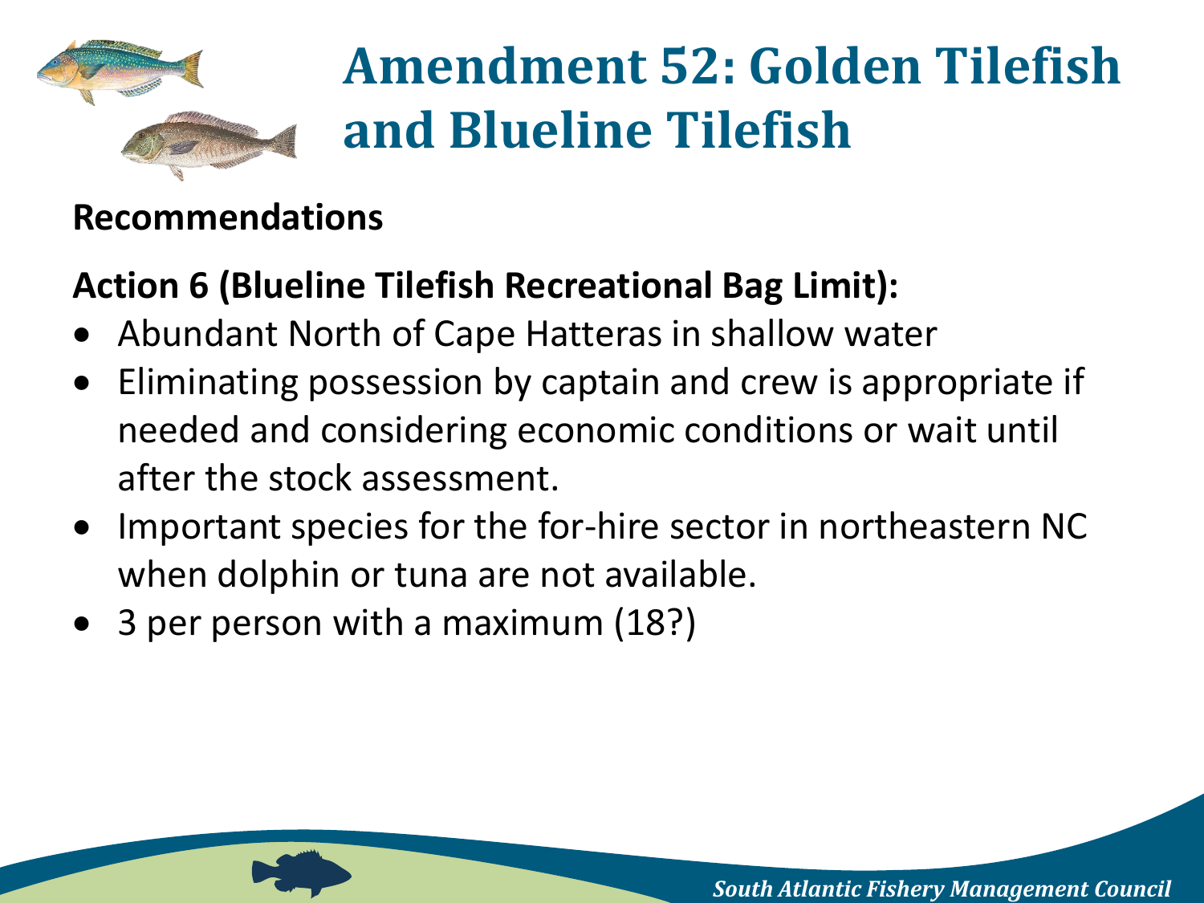# Amendment 52: Golden Tilefish and Blueline Tilefish

**Recommendations**

**Action 6 (Blueline Tilefish Recreational Bag Limit):**

- Abundant North of Cape Hatteras in shallow water
- Eliminating possession by captain and crew is appropriate if needed and considering economic conditions or wait until after the stock assessment.
- Important species for the for-hire sector in northeastern NC when dolphin or tuna are not available.
- 3 per person with a maximum (18?)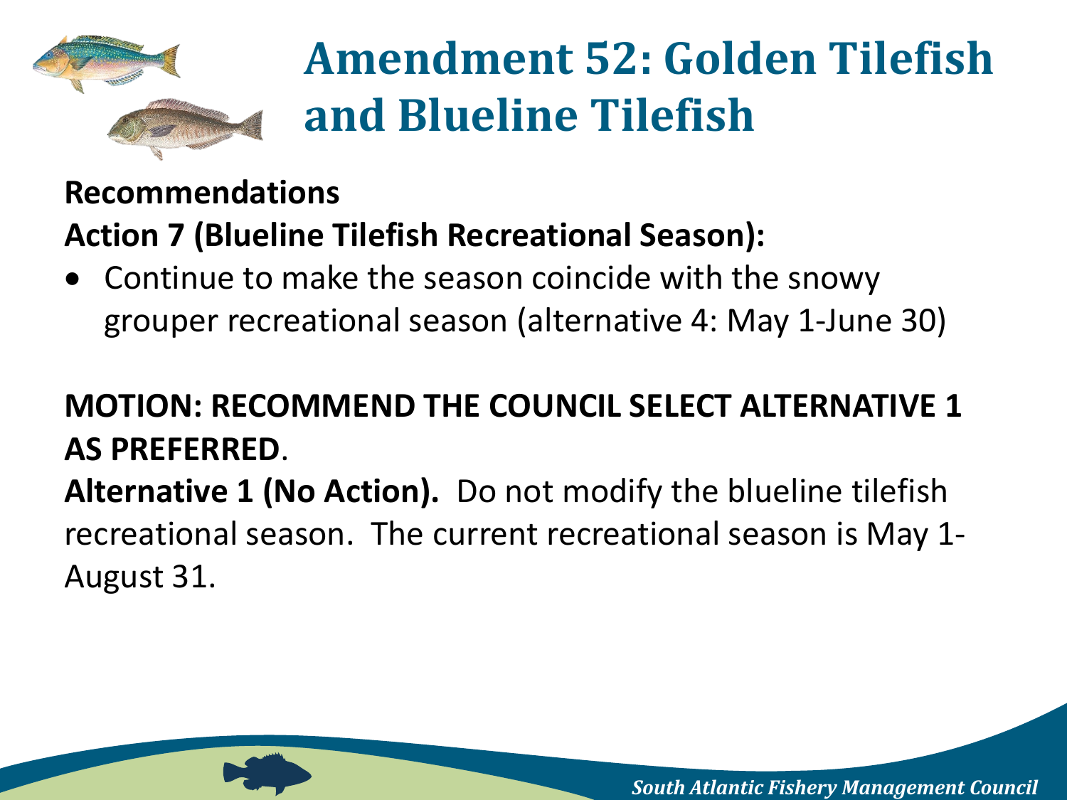# Amendment 52: Golden Tilefish and Blueline Tilefish

**Recommendations**

**Action 7 (Blueline Tilefish Recreational Season):**

- Continue to make the season coincide with the snowy grouper recreational season (alternative 4: May 1-June 30)

**MOTION: RECOMMEND THE COUNCIL SELECT ALTERNATIVE 1 AS PREFERRED**.

**Alternative 1 (No Action).** Do not modify the blueline tilefish recreational season. The current recreational season is May 1-August 31.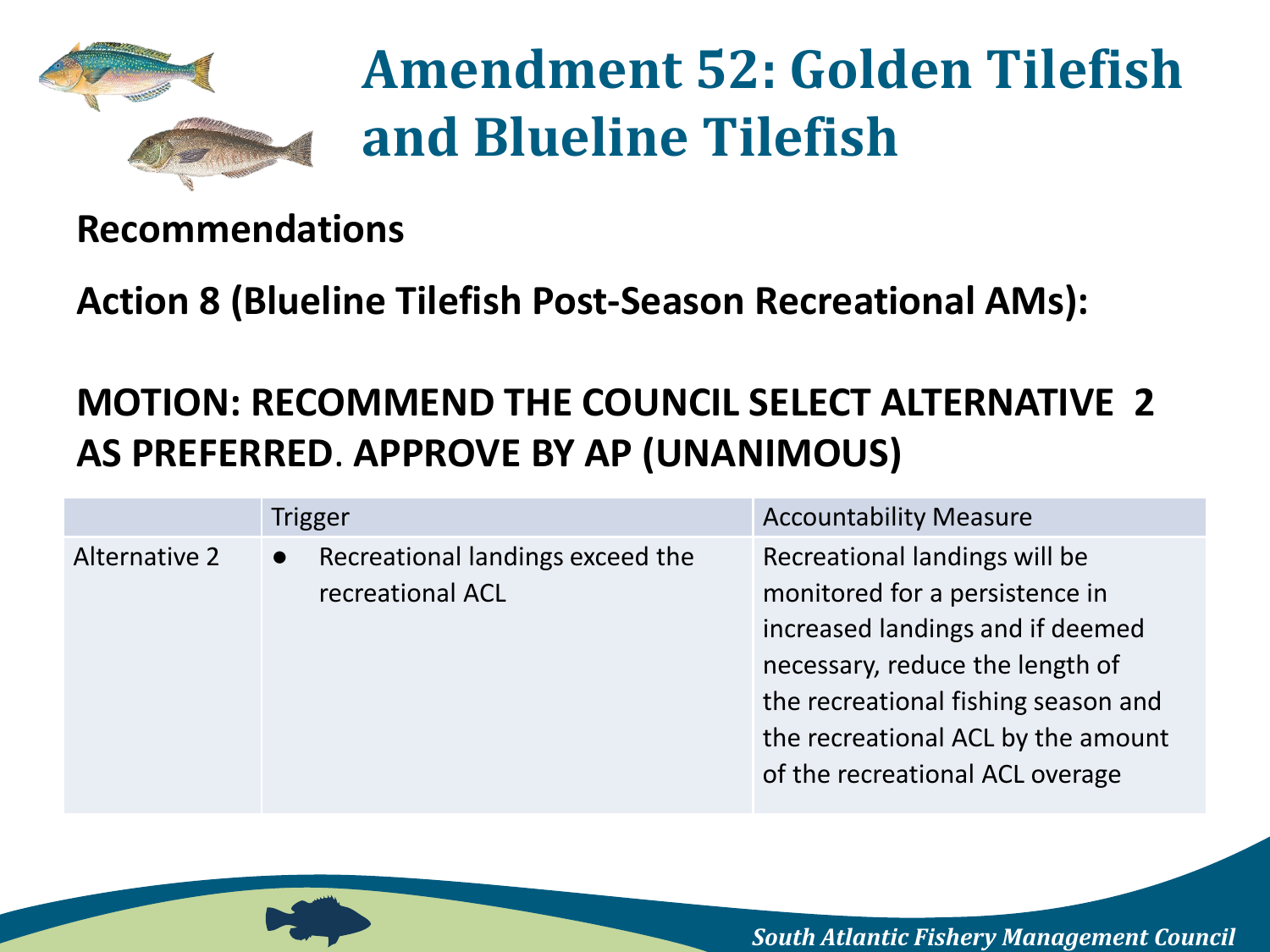# Amendment 52: Golden Tilefish and Blueline Tilefish

**Recommendations**

**Action 8 (Blueline Tilefish Post-Season Recreational AMs):**

**MOTION: RECOMMEND THE COUNCIL SELECT ALTERNATIVE 2 AS PREFERRED. APPROVE BY AP (UNANIMOUS)**

| | Trigger | Accountability Measure |
|---|---|---|
| Alternative 2 | • Recreational landings exceed the recreational ACL | Recreational landings will be monitored for a persistence in increased landings and if deemed necessary, reduce the length of the recreational fishing season and the recreational ACL by the amount of the recreational ACL overage |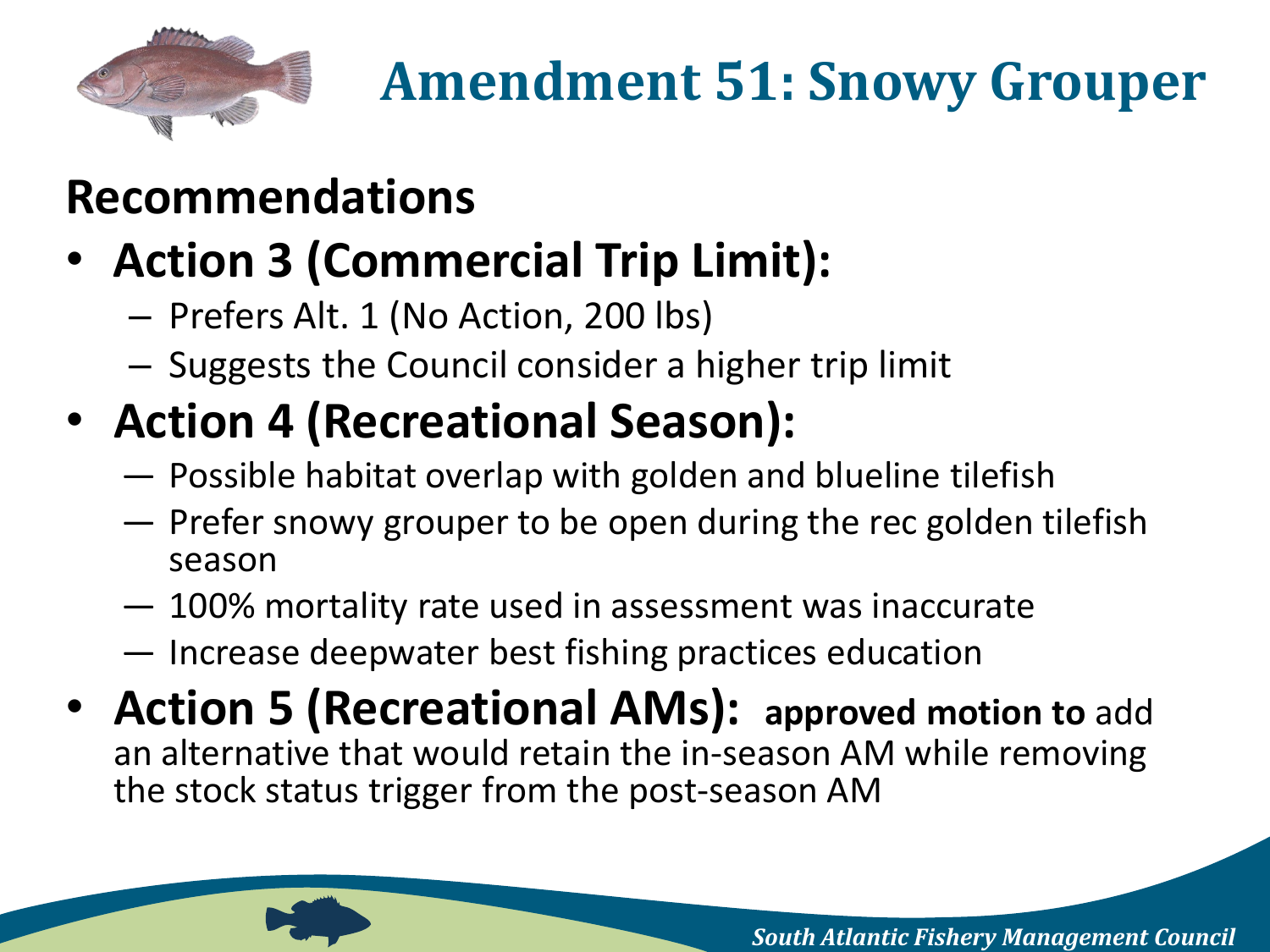# Amendment 51: Snowy Grouper

## Recommendations

- **Action 3 (Commercial Trip Limit):**
  - Prefers Alt. 1 (No Action, 200 lbs)
  - Suggests the Council consider a higher trip limit
- **Action 4 (Recreational Season):**
  - Possible habitat overlap with golden and blueline tilefish
  - Prefer snowy grouper to be open during the rec golden tilefish season
  - 100% mortality rate used in assessment was inaccurate
  - Increase deepwater best fishing practices education
- **Action 5 (Recreational AMs): approved motion to** add an alternative that would retain the in-season AM while removing the stock status trigger from the post-season AM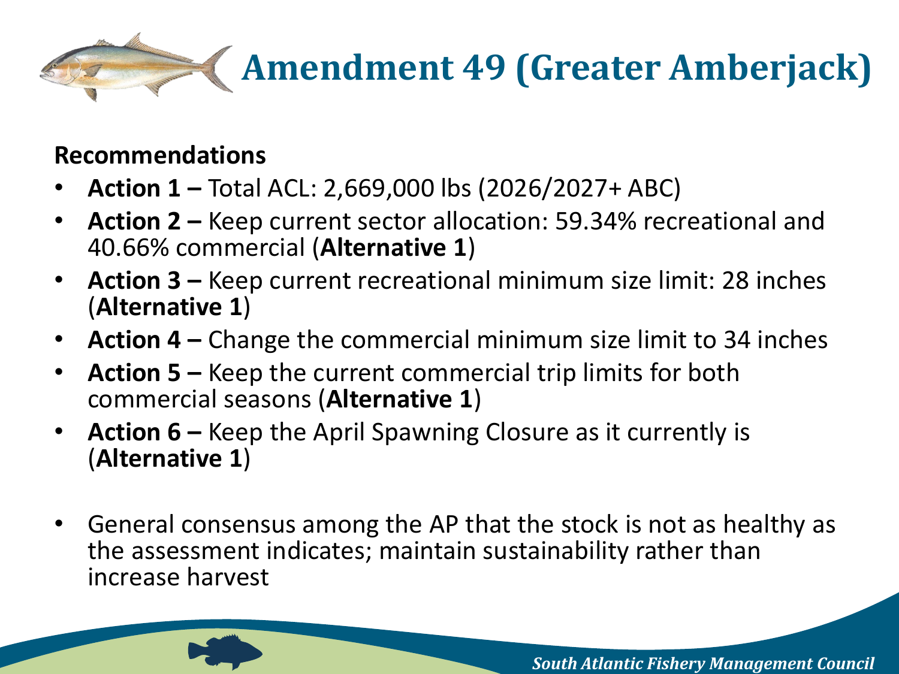# Amendment 49 (Greater Amberjack)

**Recommendations**

- **Action 1 –** Total ACL: 2,669,000 lbs (2026/2027+ ABC)
- **Action 2 –** Keep current sector allocation: 59.34% recreational and 40.66% commercial (**Alternative 1**)
- **Action 3 –** Keep current recreational minimum size limit: 28 inches (**Alternative 1**)
- **Action 4 –** Change the commercial minimum size limit to 34 inches
- **Action 5 –** Keep the current commercial trip limits for both commercial seasons (**Alternative 1**)
- **Action 6 –** Keep the April Spawning Closure as it currently is (**Alternative 1**)

- General consensus among the AP that the stock is not as healthy as the assessment indicates; maintain sustainability rather than increase harvest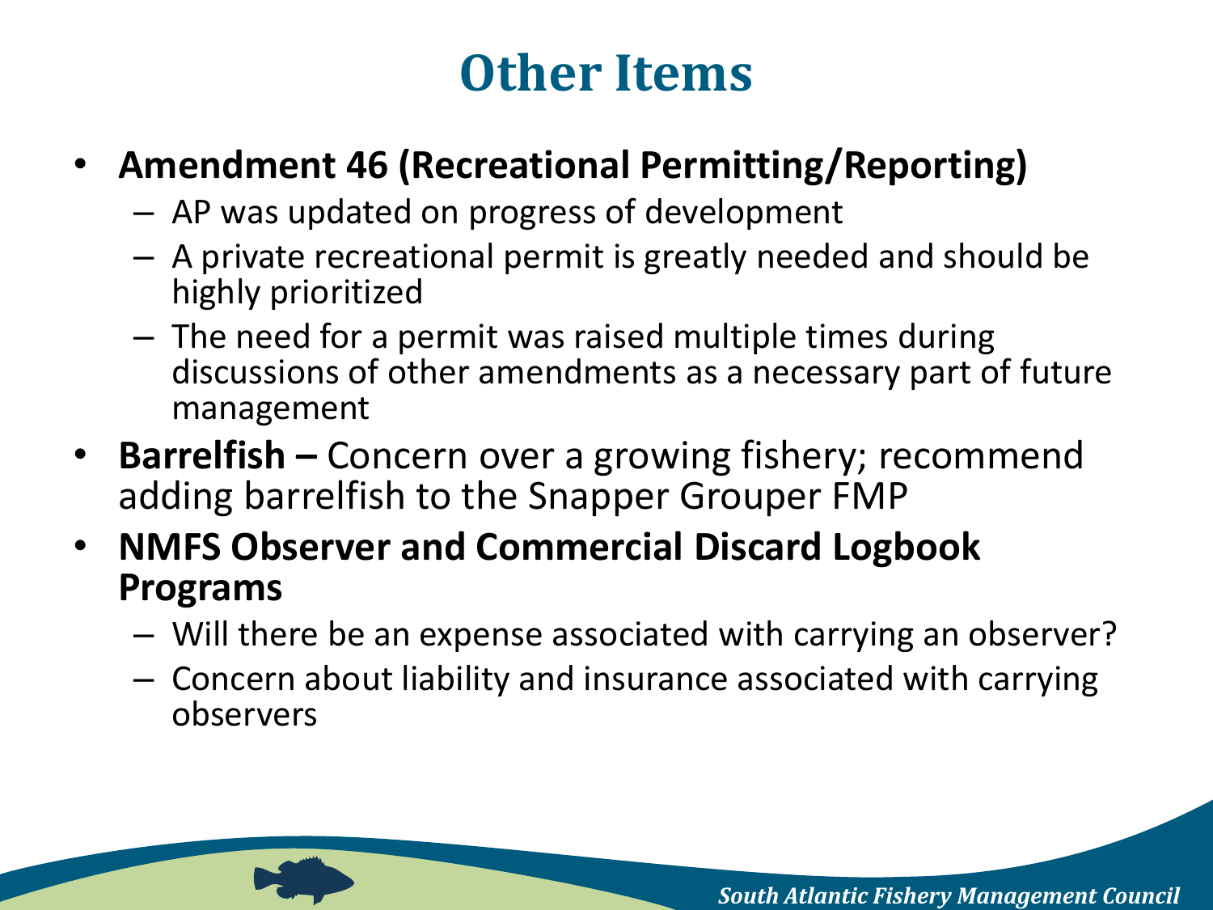# Other Items

- **Amendment 46 (Recreational Permitting/Reporting)**
  - AP was updated on progress of development
  - A private recreational permit is greatly needed and should be highly prioritized
  - The need for a permit was raised multiple times during discussions of other amendments as a necessary part of future management
- **Barrelfish –** Concern over a growing fishery; recommend adding barrelfish to the Snapper Grouper FMP
- **NMFS Observer and Commercial Discard Logbook Programs**
  - Will there be an expense associated with carrying an observer?
  - Concern about liability and insurance associated with carrying observers